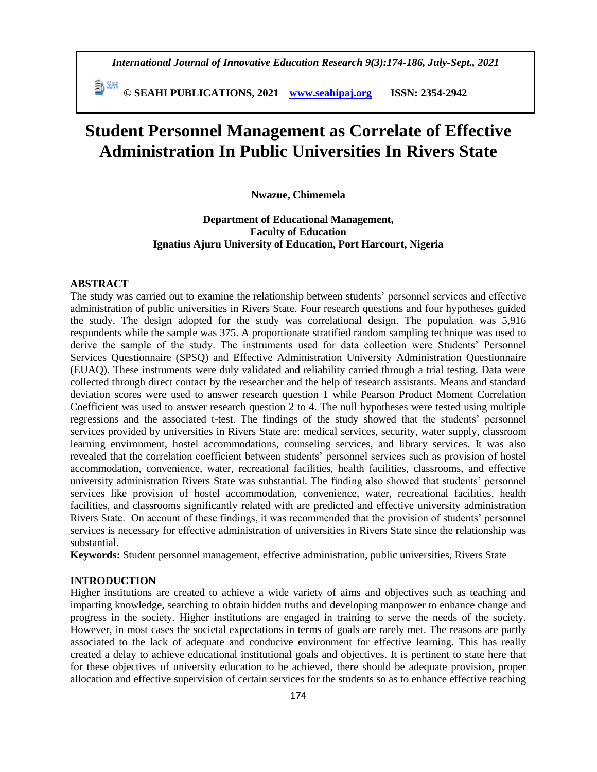# Student Personnel Management as Correlate of Effective Administration In Public Universities In Rivers State

**Nwazue, Chimemela**

**Department of Educational Management, Faculty of Education**
**Ignatius Ajuru University of Education, Port Harcourt, Nigeria**

## ABSTRACT

The study was carried out to examine the relationship between students' personnel services and effective administration of public universities in Rivers State. Four research questions and four hypotheses guided the study. The design adopted for the study was correlational design. The population was 5,916 respondents while the sample was 375. A proportionate stratified random sampling technique was used to derive the sample of the study. The instruments used for data collection were Students' Personnel Services Questionnaire (SPSQ) and Effective Administration University Administration Questionnaire (EUAQ). These instruments were duly validated and reliability carried through a trial testing. Data were collected through direct contact by the researcher and the help of research assistants. Means and standard deviation scores were used to answer research question 1 while Pearson Product Moment Correlation Coefficient was used to answer research question 2 to 4. The null hypotheses were tested using multiple regressions and the associated t-test. The findings of the study showed that the students' personnel services provided by universities in Rivers State are: medical services, security, water supply, classroom learning environment, hostel accommodations, counseling services, and library services. It was also revealed that the correlation coefficient between students' personnel services such as provision of hostel accommodation, convenience, water, recreational facilities, health facilities, classrooms, and effective university administration Rivers State was substantial. The finding also showed that students' personnel services like provision of hostel accommodation, convenience, water, recreational facilities, health facilities, and classrooms significantly related with are predicted and effective university administration Rivers State. On account of these findings, it was recommended that the provision of students' personnel services is necessary for effective administration of universities in Rivers State since the relationship was substantial.

**Keywords:** Student personnel management, effective administration, public universities, Rivers State

## INTRODUCTION

Higher institutions are created to achieve a wide variety of aims and objectives such as teaching and imparting knowledge, searching to obtain hidden truths and developing manpower to enhance change and progress in the society. Higher institutions are engaged in training to serve the needs of the society. However, in most cases the societal expectations in terms of goals are rarely met. The reasons are partly associated to the lack of adequate and conducive environment for effective learning. This has really created a delay to achieve educational institutional goals and objectives. It is pertinent to state here that for these objectives of university education to be achieved, there should be adequate provision, proper allocation and effective supervision of certain services for the students so as to enhance effective teaching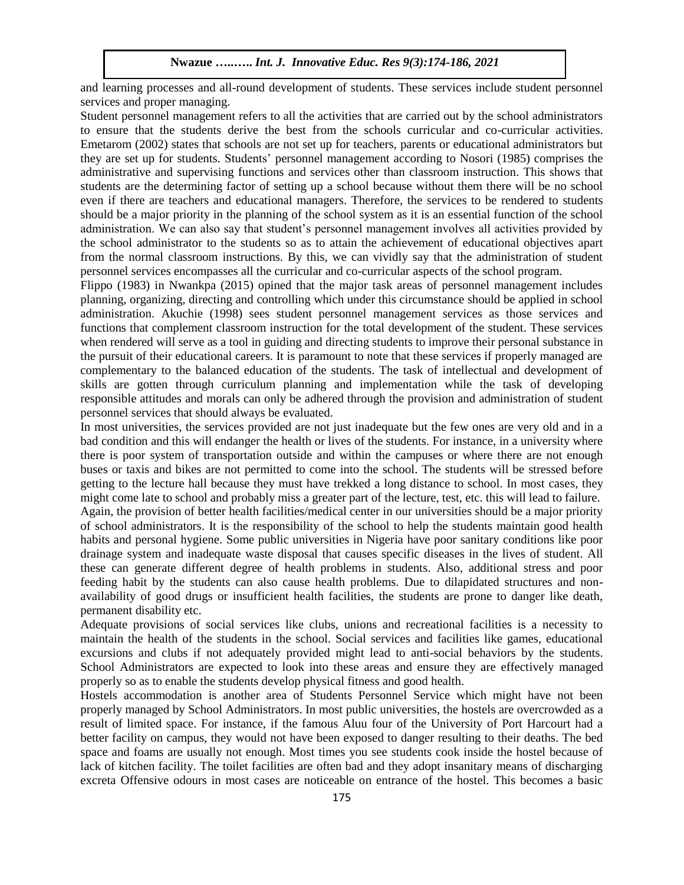and learning processes and all-round development of students. These services include student personnel services and proper managing.

Student personnel management refers to all the activities that are carried out by the school administrators to ensure that the students derive the best from the schools curricular and co-curricular activities. Emetarom (2002) states that schools are not set up for teachers, parents or educational administrators but they are set up for students. Students' personnel management according to Nosori (1985) comprises the administrative and supervising functions and services other than classroom instruction. This shows that students are the determining factor of setting up a school because without them there will be no school even if there are teachers and educational managers. Therefore, the services to be rendered to students should be a major priority in the planning of the school system as it is an essential function of the school administration. We can also say that student's personnel management involves all activities provided by the school administrator to the students so as to attain the achievement of educational objectives apart from the normal classroom instructions. By this, we can vividly say that the administration of student personnel services encompasses all the curricular and co-curricular aspects of the school program.

Flippo (1983) in Nwankpa (2015) opined that the major task areas of personnel management includes planning, organizing, directing and controlling which under this circumstance should be applied in school administration. Akuchie (1998) sees student personnel management services as those services and functions that complement classroom instruction for the total development of the student. These services when rendered will serve as a tool in guiding and directing students to improve their personal substance in the pursuit of their educational careers. It is paramount to note that these services if properly managed are complementary to the balanced education of the students. The task of intellectual and development of skills are gotten through curriculum planning and implementation while the task of developing responsible attitudes and morals can only be adhered through the provision and administration of student personnel services that should always be evaluated.

In most universities, the services provided are not just inadequate but the few ones are very old and in a bad condition and this will endanger the health or lives of the students. For instance, in a university where there is poor system of transportation outside and within the campuses or where there are not enough buses or taxis and bikes are not permitted to come into the school. The students will be stressed before getting to the lecture hall because they must have trekked a long distance to school. In most cases, they might come late to school and probably miss a greater part of the lecture, test, etc. this will lead to failure.

Again, the provision of better health facilities/medical center in our universities should be a major priority of school administrators. It is the responsibility of the school to help the students maintain good health habits and personal hygiene. Some public universities in Nigeria have poor sanitary conditions like poor drainage system and inadequate waste disposal that causes specific diseases in the lives of student. All these can generate different degree of health problems in students. Also, additional stress and poor feeding habit by the students can also cause health problems. Due to dilapidated structures and non-availability of good drugs or insufficient health facilities, the students are prone to danger like death, permanent disability etc.

Adequate provisions of social services like clubs, unions and recreational facilities is a necessity to maintain the health of the students in the school. Social services and facilities like games, educational excursions and clubs if not adequately provided might lead to anti-social behaviors by the students. School Administrators are expected to look into these areas and ensure they are effectively managed properly so as to enable the students develop physical fitness and good health.

Hostels accommodation is another area of Students Personnel Service which might have not been properly managed by School Administrators. In most public universities, the hostels are overcrowded as a result of limited space. For instance, if the famous Aluu four of the University of Port Harcourt had a better facility on campus, they would not have been exposed to danger resulting to their deaths. The bed space and foams are usually not enough. Most times you see students cook inside the hostel because of lack of kitchen facility. The toilet facilities are often bad and they adopt insanitary means of discharging excreta Offensive odours in most cases are noticeable on entrance of the hostel. This becomes a basic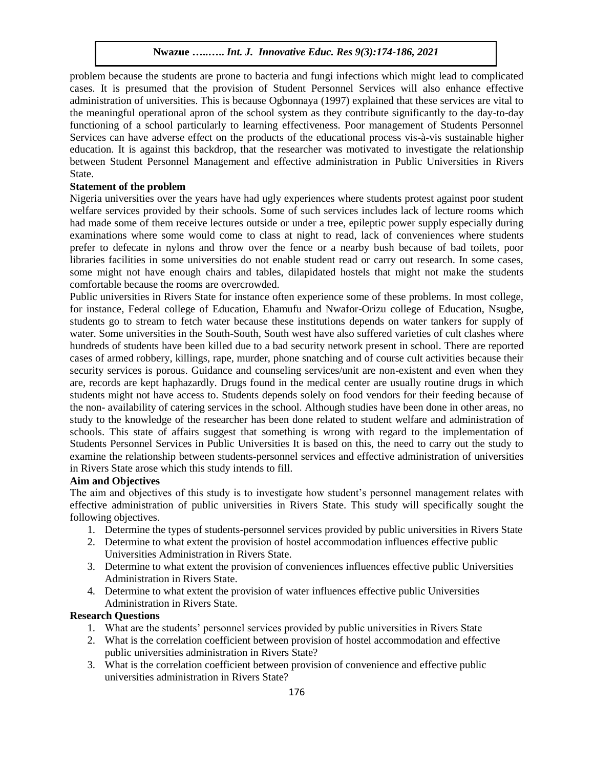problem because the students are prone to bacteria and fungi infections which might lead to complicated cases. It is presumed that the provision of Student Personnel Services will also enhance effective administration of universities. This is because Ogbonnaya (1997) explained that these services are vital to the meaningful operational apron of the school system as they contribute significantly to the day-to-day functioning of a school particularly to learning effectiveness. Poor management of Students Personnel Services can have adverse effect on the products of the educational process vis-à-vis sustainable higher education. It is against this backdrop, that the researcher was motivated to investigate the relationship between Student Personnel Management and effective administration in Public Universities in Rivers State.

### Statement of the problem

Nigeria universities over the years have had ugly experiences where students protest against poor student welfare services provided by their schools. Some of such services includes lack of lecture rooms which had made some of them receive lectures outside or under a tree, epileptic power supply especially during examinations where some would come to class at night to read, lack of conveniences where students prefer to defecate in nylons and throw over the fence or a nearby bush because of bad toilets, poor libraries facilities in some universities do not enable student read or carry out research. In some cases, some might not have enough chairs and tables, dilapidated hostels that might not make the students comfortable because the rooms are overcrowded.

Public universities in Rivers State for instance often experience some of these problems. In most college, for instance, Federal college of Education, Ehamufu and Nwafor-Orizu college of Education, Nsugbe, students go to stream to fetch water because these institutions depends on water tankers for supply of water. Some universities in the South-South, South west have also suffered varieties of cult clashes where hundreds of students have been killed due to a bad security network present in school. There are reported cases of armed robbery, killings, rape, murder, phone snatching and of course cult activities because their security services is porous. Guidance and counseling services/unit are non-existent and even when they are, records are kept haphazardly. Drugs found in the medical center are usually routine drugs in which students might not have access to. Students depends solely on food vendors for their feeding because of the non- availability of catering services in the school. Although studies have been done in other areas, no study to the knowledge of the researcher has been done related to student welfare and administration of schools. This state of affairs suggest that something is wrong with regard to the implementation of Students Personnel Services in Public Universities It is based on this, the need to carry out the study to examine the relationship between students-personnel services and effective administration of universities in Rivers State arose which this study intends to fill.

### Aim and Objectives

The aim and objectives of this study is to investigate how student's personnel management relates with effective administration of public universities in Rivers State. This study will specifically sought the following objectives.

1. Determine the types of students-personnel services provided by public universities in Rivers State
2. Determine to what extent the provision of hostel accommodation influences effective public Universities Administration in Rivers State.
3. Determine to what extent the provision of conveniences influences effective public Universities Administration in Rivers State.
4. Determine to what extent the provision of water influences effective public Universities Administration in Rivers State.

### Research Questions

1. What are the students' personnel services provided by public universities in Rivers State
2. What is the correlation coefficient between provision of hostel accommodation and effective public universities administration in Rivers State?
3. What is the correlation coefficient between provision of convenience and effective public universities administration in Rivers State?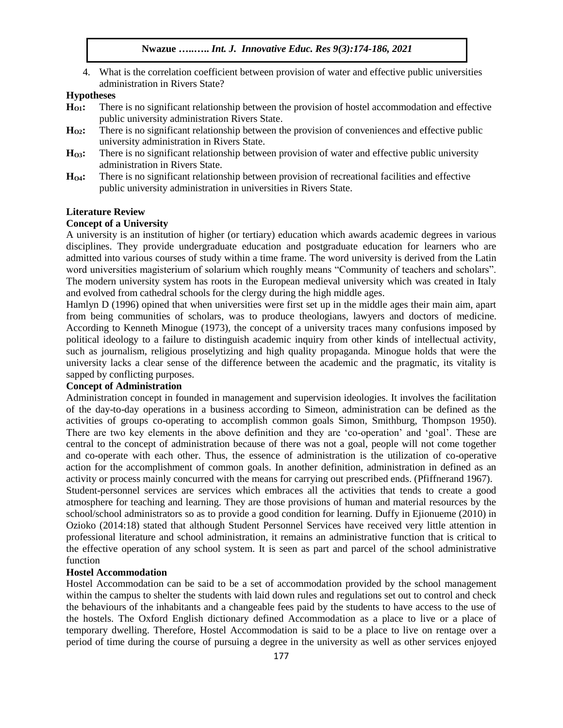4. What is the correlation coefficient between provision of water and effective public universities administration in Rivers State?

### Hypotheses

**$H_{O1}$:** There is no significant relationship between the provision of hostel accommodation and effective public university administration Rivers State.

**$H_{O2}$:** There is no significant relationship between the provision of conveniences and effective public university administration in Rivers State.

**$H_{O3}$:** There is no significant relationship between provision of water and effective public university administration in Rivers State.

**$H_{O4}$:** There is no significant relationship between provision of recreational facilities and effective public university administration in universities in Rivers State.

## Literature Review

### Concept of a University

A university is an institution of higher (or tertiary) education which awards academic degrees in various disciplines. They provide undergraduate education and postgraduate education for learners who are admitted into various courses of study within a time frame. The word university is derived from the Latin word universities magisterium of solarium which roughly means "Community of teachers and scholars". The modern university system has roots in the European medieval university which was created in Italy and evolved from cathedral schools for the clergy during the high middle ages.

Hamlyn D (1996) opined that when universities were first set up in the middle ages their main aim, apart from being communities of scholars, was to produce theologians, lawyers and doctors of medicine. According to Kenneth Minogue (1973), the concept of a university traces many confusions imposed by political ideology to a failure to distinguish academic inquiry from other kinds of intellectual activity, such as journalism, religious proselytizing and high quality propaganda. Minogue holds that were the university lacks a clear sense of the difference between the academic and the pragmatic, its vitality is sapped by conflicting purposes.

### Concept of Administration

Administration concept in founded in management and supervision ideologies. It involves the facilitation of the day-to-day operations in a business according to Simeon, administration can be defined as the activities of groups co-operating to accomplish common goals Simon, Smithburg, Thompson 1950). There are two key elements in the above definition and they are 'co-operation' and 'goal'. These are central to the concept of administration because of there was not a goal, people will not come together and co-operate with each other. Thus, the essence of administration is the utilization of co-operative action for the accomplishment of common goals. In another definition, administration in defined as an activity or process mainly concurred with the means for carrying out prescribed ends. (Pfiffnerand 1967).

Student-personnel services are services which embraces all the activities that tends to create a good atmosphere for teaching and learning. They are those provisions of human and material resources by the school/school administrators so as to provide a good condition for learning. Duffy in Ejionueme (2010) in Ozioko (2014:18) stated that although Student Personnel Services have received very little attention in professional literature and school administration, it remains an administrative function that is critical to the effective operation of any school system. It is seen as part and parcel of the school administrative function

### Hostel Accommodation

Hostel Accommodation can be said to be a set of accommodation provided by the school management within the campus to shelter the students with laid down rules and regulations set out to control and check the behaviours of the inhabitants and a changeable fees paid by the students to have access to the use of the hostels. The Oxford English dictionary defined Accommodation as a place to live or a place of temporary dwelling. Therefore, Hostel Accommodation is said to be a place to live on rentage over a period of time during the course of pursuing a degree in the university as well as other services enjoyed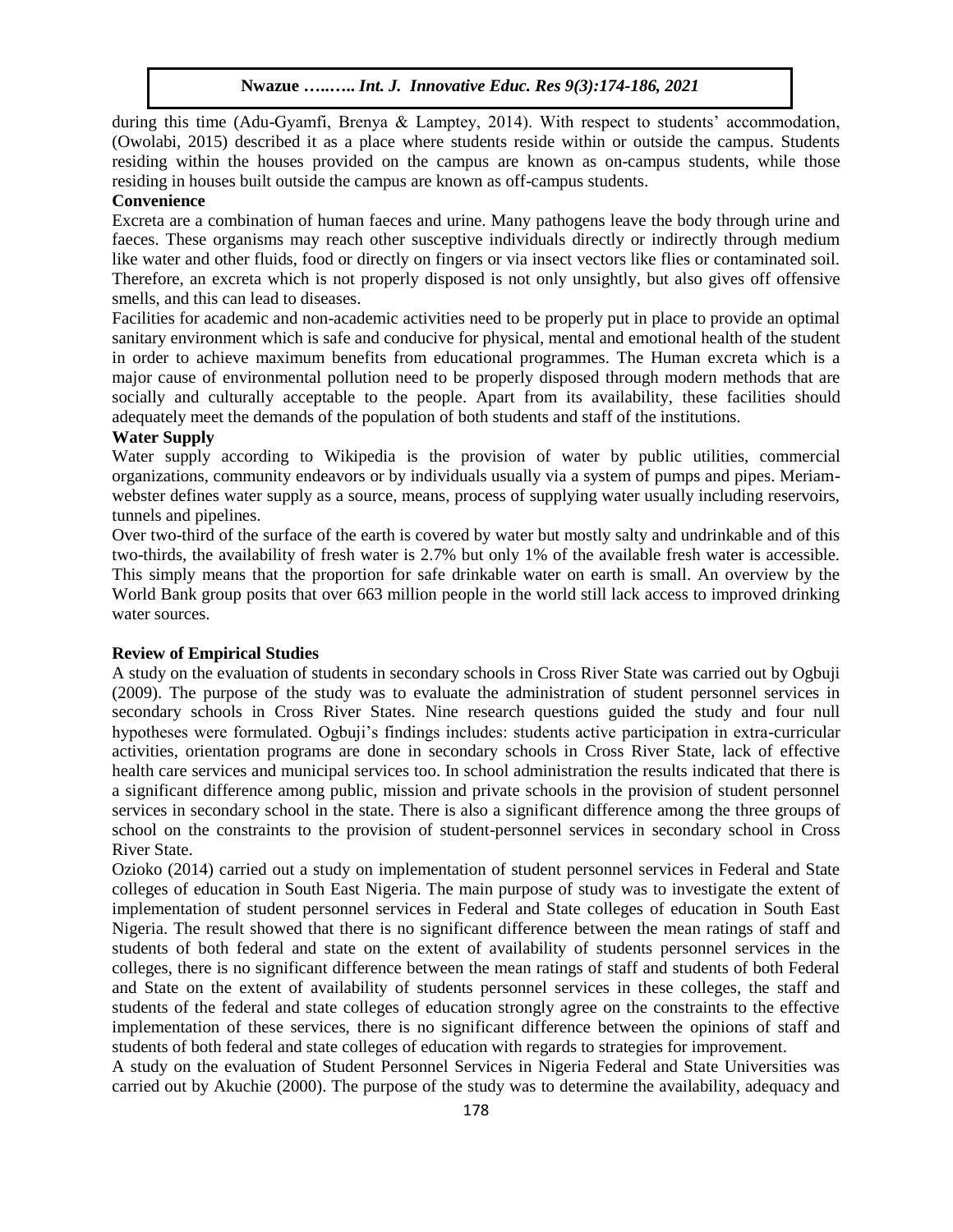during this time (Adu-Gyamfi, Brenya & Lamptey, 2014). With respect to students' accommodation, (Owolabi, 2015) described it as a place where students reside within or outside the campus. Students residing within the houses provided on the campus are known as on-campus students, while those residing in houses built outside the campus are known as off-campus students.

**Convenience**

Excreta are a combination of human faeces and urine. Many pathogens leave the body through urine and faeces. These organisms may reach other susceptive individuals directly or indirectly through medium like water and other fluids, food or directly on fingers or via insect vectors like flies or contaminated soil. Therefore, an excreta which is not properly disposed is not only unsightly, but also gives off offensive smells, and this can lead to diseases.

Facilities for academic and non-academic activities need to be properly put in place to provide an optimal sanitary environment which is safe and conducive for physical, mental and emotional health of the student in order to achieve maximum benefits from educational programmes. The Human excreta which is a major cause of environmental pollution need to be properly disposed through modern methods that are socially and culturally acceptable to the people. Apart from its availability, these facilities should adequately meet the demands of the population of both students and staff of the institutions.

**Water Supply**

Water supply according to Wikipedia is the provision of water by public utilities, commercial organizations, community endeavors or by individuals usually via a system of pumps and pipes. Meriam-webster defines water supply as a source, means, process of supplying water usually including reservoirs, tunnels and pipelines.

Over two-third of the surface of the earth is covered by water but mostly salty and undrinkable and of this two-thirds, the availability of fresh water is 2.7% but only 1% of the available fresh water is accessible. This simply means that the proportion for safe drinkable water on earth is small. An overview by the World Bank group posits that over 663 million people in the world still lack access to improved drinking water sources.

**Review of Empirical Studies**

A study on the evaluation of students in secondary schools in Cross River State was carried out by Ogbuji (2009). The purpose of the study was to evaluate the administration of student personnel services in secondary schools in Cross River States. Nine research questions guided the study and four null hypotheses were formulated. Ogbuji's findings includes: students active participation in extra-curricular activities, orientation programs are done in secondary schools in Cross River State, lack of effective health care services and municipal services too. In school administration the results indicated that there is a significant difference among public, mission and private schools in the provision of student personnel services in secondary school in the state. There is also a significant difference among the three groups of school on the constraints to the provision of student-personnel services in secondary school in Cross River State.

Ozioko (2014) carried out a study on implementation of student personnel services in Federal and State colleges of education in South East Nigeria. The main purpose of study was to investigate the extent of implementation of student personnel services in Federal and State colleges of education in South East Nigeria. The result showed that there is no significant difference between the mean ratings of staff and students of both federal and state on the extent of availability of students personnel services in the colleges, there is no significant difference between the mean ratings of staff and students of both Federal and State on the extent of availability of students personnel services in these colleges, the staff and students of the federal and state colleges of education strongly agree on the constraints to the effective implementation of these services, there is no significant difference between the opinions of staff and students of both federal and state colleges of education with regards to strategies for improvement.

A study on the evaluation of Student Personnel Services in Nigeria Federal and State Universities was carried out by Akuchie (2000). The purpose of the study was to determine the availability, adequacy and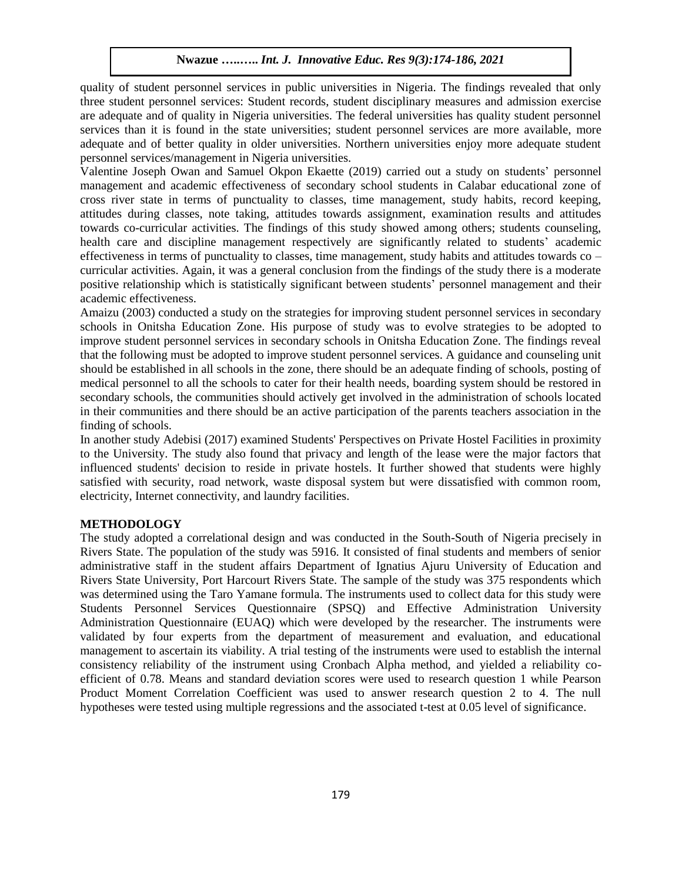quality of student personnel services in public universities in Nigeria. The findings revealed that only three student personnel services: Student records, student disciplinary measures and admission exercise are adequate and of quality in Nigeria universities. The federal universities has quality student personnel services than it is found in the state universities; student personnel services are more available, more adequate and of better quality in older universities. Northern universities enjoy more adequate student personnel services/management in Nigeria universities.

Valentine Joseph Owan and Samuel Okpon Ekaette (2019) carried out a study on students' personnel management and academic effectiveness of secondary school students in Calabar educational zone of cross river state in terms of punctuality to classes, time management, study habits, record keeping, attitudes during classes, note taking, attitudes towards assignment, examination results and attitudes towards co-curricular activities. The findings of this study showed among others; students counseling, health care and discipline management respectively are significantly related to students' academic effectiveness in terms of punctuality to classes, time management, study habits and attitudes towards co – curricular activities. Again, it was a general conclusion from the findings of the study there is a moderate positive relationship which is statistically significant between students' personnel management and their academic effectiveness.

Amaizu (2003) conducted a study on the strategies for improving student personnel services in secondary schools in Onitsha Education Zone. His purpose of study was to evolve strategies to be adopted to improve student personnel services in secondary schools in Onitsha Education Zone. The findings reveal that the following must be adopted to improve student personnel services. A guidance and counseling unit should be established in all schools in the zone, there should be an adequate finding of schools, posting of medical personnel to all the schools to cater for their health needs, boarding system should be restored in secondary schools, the communities should actively get involved in the administration of schools located in their communities and there should be an active participation of the parents teachers association in the finding of schools.

In another study Adebisi (2017) examined Students' Perspectives on Private Hostel Facilities in proximity to the University. The study also found that privacy and length of the lease were the major factors that influenced students' decision to reside in private hostels. It further showed that students were highly satisfied with security, road network, waste disposal system but were dissatisfied with common room, electricity, Internet connectivity, and laundry facilities.

## METHODOLOGY

The study adopted a correlational design and was conducted in the South-South of Nigeria precisely in Rivers State. The population of the study was 5916. It consisted of final students and members of senior administrative staff in the student affairs Department of Ignatius Ajuru University of Education and Rivers State University, Port Harcourt Rivers State. The sample of the study was 375 respondents which was determined using the Taro Yamane formula. The instruments used to collect data for this study were Students Personnel Services Questionnaire (SPSQ) and Effective Administration University Administration Questionnaire (EUAQ) which were developed by the researcher. The instruments were validated by four experts from the department of measurement and evaluation, and educational management to ascertain its viability. A trial testing of the instruments were used to establish the internal consistency reliability of the instrument using Cronbach Alpha method, and yielded a reliability co-efficient of 0.78. Means and standard deviation scores were used to research question 1 while Pearson Product Moment Correlation Coefficient was used to answer research question 2 to 4. The null hypotheses were tested using multiple regressions and the associated t-test at 0.05 level of significance.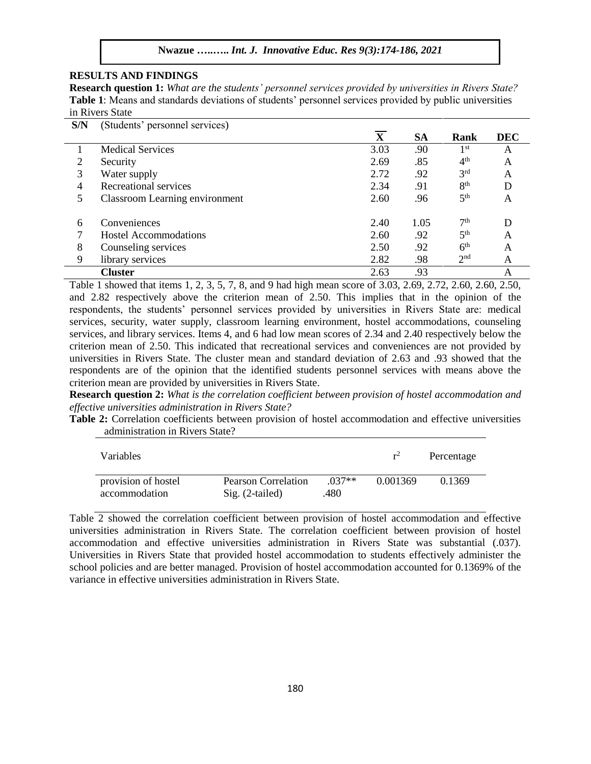## RESULTS AND FINDINGS

**Research question 1:** *What are the students' personnel services provided by universities in Rivers State?*

**Table 1**: Means and standards deviations of students' personnel services provided by public universities in Rivers State

| S/N | (Students' personnel services) | $\overline{X}$ | SA | Rank | DEC |
|---|---|---|---|---|---|
| 1 | Medical Services | 3.03 | .90 | 1st | A |
| 2 | Security | 2.69 | .85 | 4th | A |
| 3 | Water supply | 2.72 | .92 | 3rd | A |
| 4 | Recreational services | 2.34 | .91 | 8th | D |
| 5 | Classroom Learning environment | 2.60 | .96 | 5th | A |
| 6 | Conveniences | 2.40 | 1.05 | 7th | D |
| 7 | Hostel Accommodations | 2.60 | .92 | 5th | A |
| 8 | Counseling services | 2.50 | .92 | 6th | A |
| 9 | library services | 2.82 | .98 | 2nd | A |
| | **Cluster** | 2.63 | .93 | | A |

Table 1 showed that items 1, 2, 3, 5, 7, 8, and 9 had high mean score of 3.03, 2.69, 2.72, 2.60, 2.60, 2.50, and 2.82 respectively above the criterion mean of 2.50. This implies that in the opinion of the respondents, the students' personnel services provided by universities in Rivers State are: medical services, security, water supply, classroom learning environment, hostel accommodations, counseling services, and library services. Items 4, and 6 had low mean scores of 2.34 and 2.40 respectively below the criterion mean of 2.50. This indicated that recreational services and conveniences are not provided by universities in Rivers State. The cluster mean and standard deviation of 2.63 and .93 showed that the respondents are of the opinion that the identified students personnel services with means above the criterion mean are provided by universities in Rivers State.

**Research question 2:** *What is the correlation coefficient between provision of hostel accommodation and effective universities administration in Rivers State?*

**Table 2:** Correlation coefficients between provision of hostel accommodation and effective universities administration in Rivers State?

| Variables | | | $r^2$ | Percentage |
|---|---|---|---|---|
| provision of hostel accommodation | Pearson Correlation<br>Sig. (2-tailed) | .037**<br>.480 | 0.001369 | 0.1369 |

Table 2 showed the correlation coefficient between provision of hostel accommodation and effective universities administration in Rivers State. The correlation coefficient between provision of hostel accommodation and effective universities administration in Rivers State was substantial (.037). Universities in Rivers State that provided hostel accommodation to students effectively administer the school policies and are better managed. Provision of hostel accommodation accounted for 0.1369% of the variance in effective universities administration in Rivers State.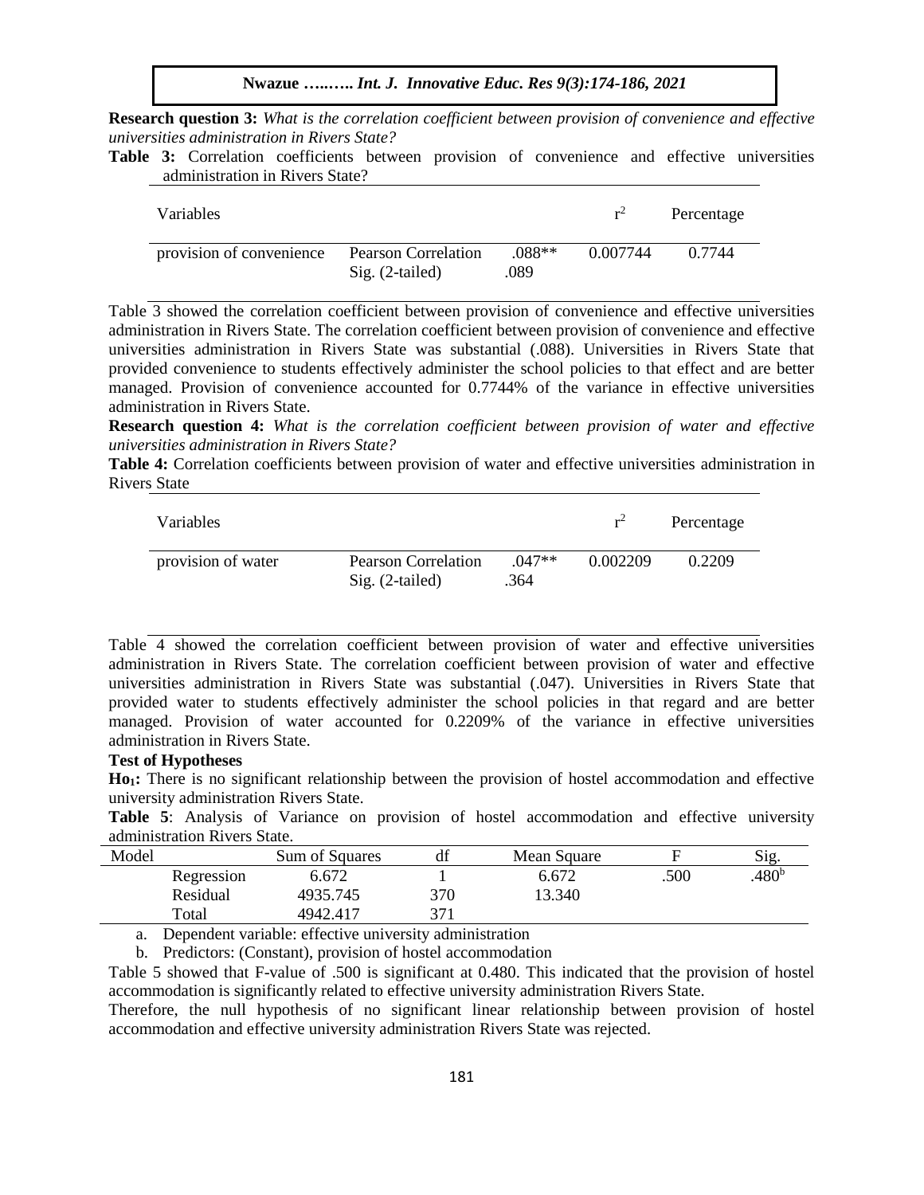**Research question 3:** *What is the correlation coefficient between provision of convenience and effective universities administration in Rivers State?*

**Table 3:** Correlation coefficients between provision of convenience and effective universities administration in Rivers State?

| Variables | | | $r^2$ | Percentage |
|---|---|---|---|---|
| provision of convenience | Pearson Correlation | .088** | 0.007744 | 0.7744 |
| | Sig. (2-tailed) | .089 | | |

Table 3 showed the correlation coefficient between provision of convenience and effective universities administration in Rivers State. The correlation coefficient between provision of convenience and effective universities administration in Rivers State was substantial (.088). Universities in Rivers State that provided convenience to students effectively administer the school policies to that effect and are better managed. Provision of convenience accounted for 0.7744% of the variance in effective universities administration in Rivers State.

**Research question 4:** *What is the correlation coefficient between provision of water and effective universities administration in Rivers State?*

**Table 4:** Correlation coefficients between provision of water and effective universities administration in Rivers State

| Variables | | | $r^2$ | Percentage |
|---|---|---|---|---|
| provision of water | Pearson Correlation | .047** | 0.002209 | 0.2209 |
| | Sig. (2-tailed) | .364 | | |

Table 4 showed the correlation coefficient between provision of water and effective universities administration in Rivers State. The correlation coefficient between provision of water and effective universities administration in Rivers State was substantial (.047). Universities in Rivers State that provided water to students effectively administer the school policies in that regard and are better managed. Provision of water accounted for 0.2209% of the variance in effective universities administration in Rivers State.

**Test of Hypotheses**

**$Ho_1$:** There is no significant relationship between the provision of hostel accommodation and effective university administration Rivers State.

**Table 5**: Analysis of Variance on provision of hostel accommodation and effective university administration Rivers State.

| Model | | Sum of Squares | df | Mean Square | F | Sig. |
|---|---|---|---|---|---|---|
| | Regression | 6.672 | 1 | 6.672 | .500 | .480[b] |
| | Residual | 4935.745 | 370 | 13.340 | | |
| | Total | 4942.417 | 371 | | | |

a. Dependent variable: effective university administration

b. Predictors: (Constant), provision of hostel accommodation

Table 5 showed that F-value of .500 is significant at 0.480. This indicated that the provision of hostel accommodation is significantly related to effective university administration Rivers State.

Therefore, the null hypothesis of no significant linear relationship between provision of hostel accommodation and effective university administration Rivers State was rejected.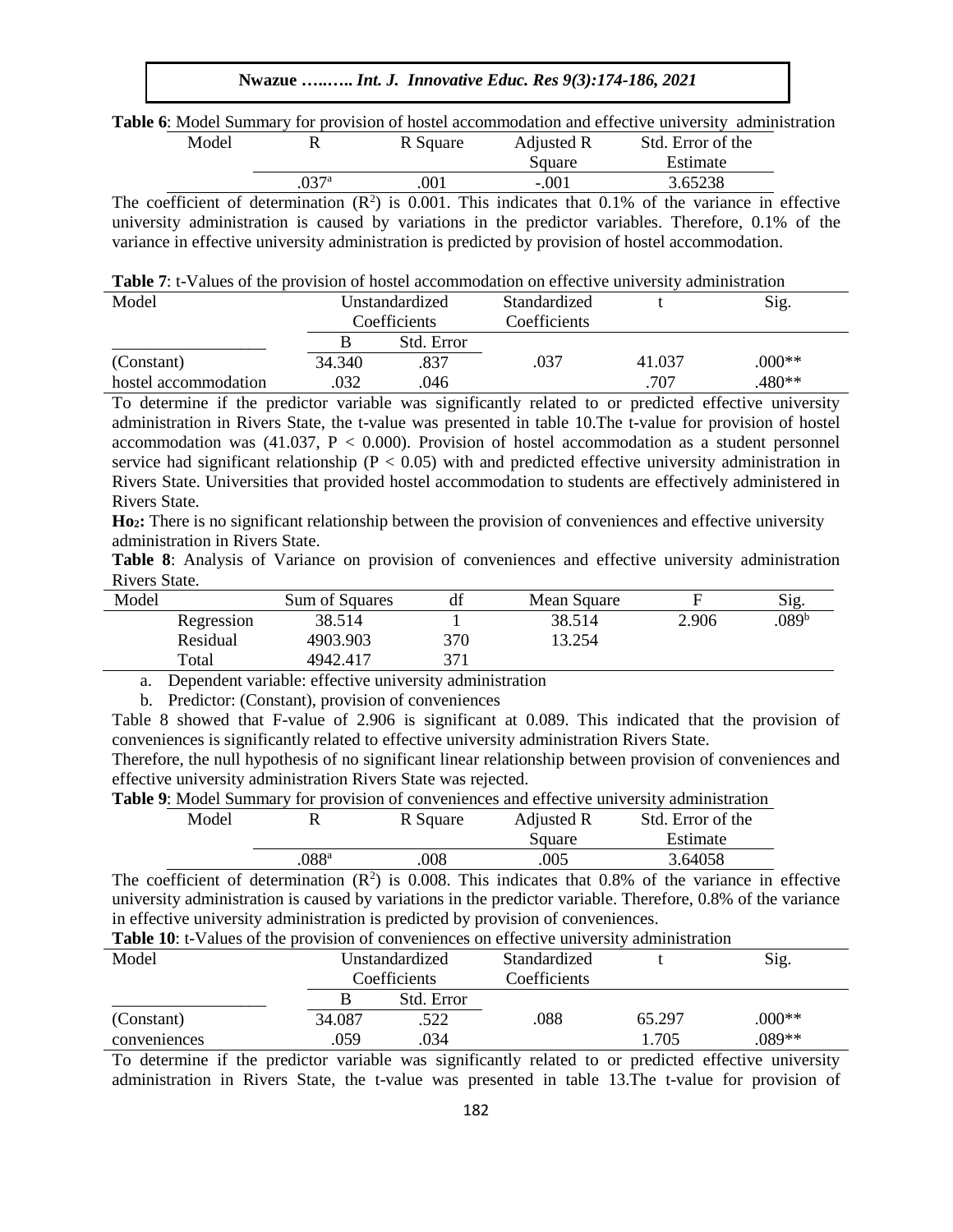**Table 6**: Model Summary for provision of hostel accommodation and effective university administration

| Model | R | R Square | Adjusted R Square | Std. Error of the Estimate |
|---|---|---|---|---|
| | .037[a] | .001 | -.001 | 3.65238 |

The coefficient of determination ($R^2$) is 0.001. This indicates that 0.1% of the variance in effective university administration is caused by variations in the predictor variables. Therefore, 0.1% of the variance in effective university administration is predicted by provision of hostel accommodation.

**Table 7**: t-Values of the provision of hostel accommodation on effective university administration

| Model | Unstandardized Coefficients | | Standardized Coefficients | t | Sig. |
|---|---|---|---|---|---|
| | B | Std. Error | | | |
| (Constant) | 34.340 | .837 | .037 | 41.037 | .000** |
| hostel accommodation | .032 | .046 | | .707 | .480** |

To determine if the predictor variable was significantly related to or predicted effective university administration in Rivers State, the t-value was presented in table 10.The t-value for provision of hostel accommodation was (41.037, $P < 0.000$). Provision of hostel accommodation as a student personnel service had significant relationship ($P < 0.05$) with and predicted effective university administration in Rivers State. Universities that provided hostel accommodation to students are effectively administered in Rivers State.

**$Ho_2$:** There is no significant relationship between the provision of conveniences and effective university administration in Rivers State.

**Table 8**: Analysis of Variance on provision of conveniences and effective university administration Rivers State.

| Model | | Sum of Squares | df | Mean Square | F | Sig. |
|---|---|---|---|---|---|---|
| | Regression | 38.514 | 1 | 38.514 | 2.906 | .089[b] |
| | Residual | 4903.903 | 370 | 13.254 | | |
| | Total | 4942.417 | 371 | | | |

a. Dependent variable: effective university administration

b. Predictor: (Constant), provision of conveniences

Table 8 showed that F-value of 2.906 is significant at 0.089. This indicated that the provision of conveniences is significantly related to effective university administration Rivers State.

Therefore, the null hypothesis of no significant linear relationship between provision of conveniences and effective university administration Rivers State was rejected.

**Table 9**: Model Summary for provision of conveniences and effective university administration

| Model | R | R Square | Adjusted R Square | Std. Error of the Estimate |
|---|---|---|---|---|
| | .088[a] | .008 | .005 | 3.64058 |

The coefficient of determination ($R^2$) is 0.008. This indicates that 0.8% of the variance in effective university administration is caused by variations in the predictor variable. Therefore, 0.8% of the variance in effective university administration is predicted by provision of conveniences.

**Table 10**: t-Values of the provision of conveniences on effective university administration

| Model | Unstandardized Coefficients | | Standardized Coefficients | t | Sig. |
|---|---|---|---|---|---|
| | B | Std. Error | | | |
| (Constant) | 34.087 | .522 | .088 | 65.297 | .000** |
| conveniences | .059 | .034 | | 1.705 | .089** |

To determine if the predictor variable was significantly related to or predicted effective university administration in Rivers State, the t-value was presented in table 13.The t-value for provision of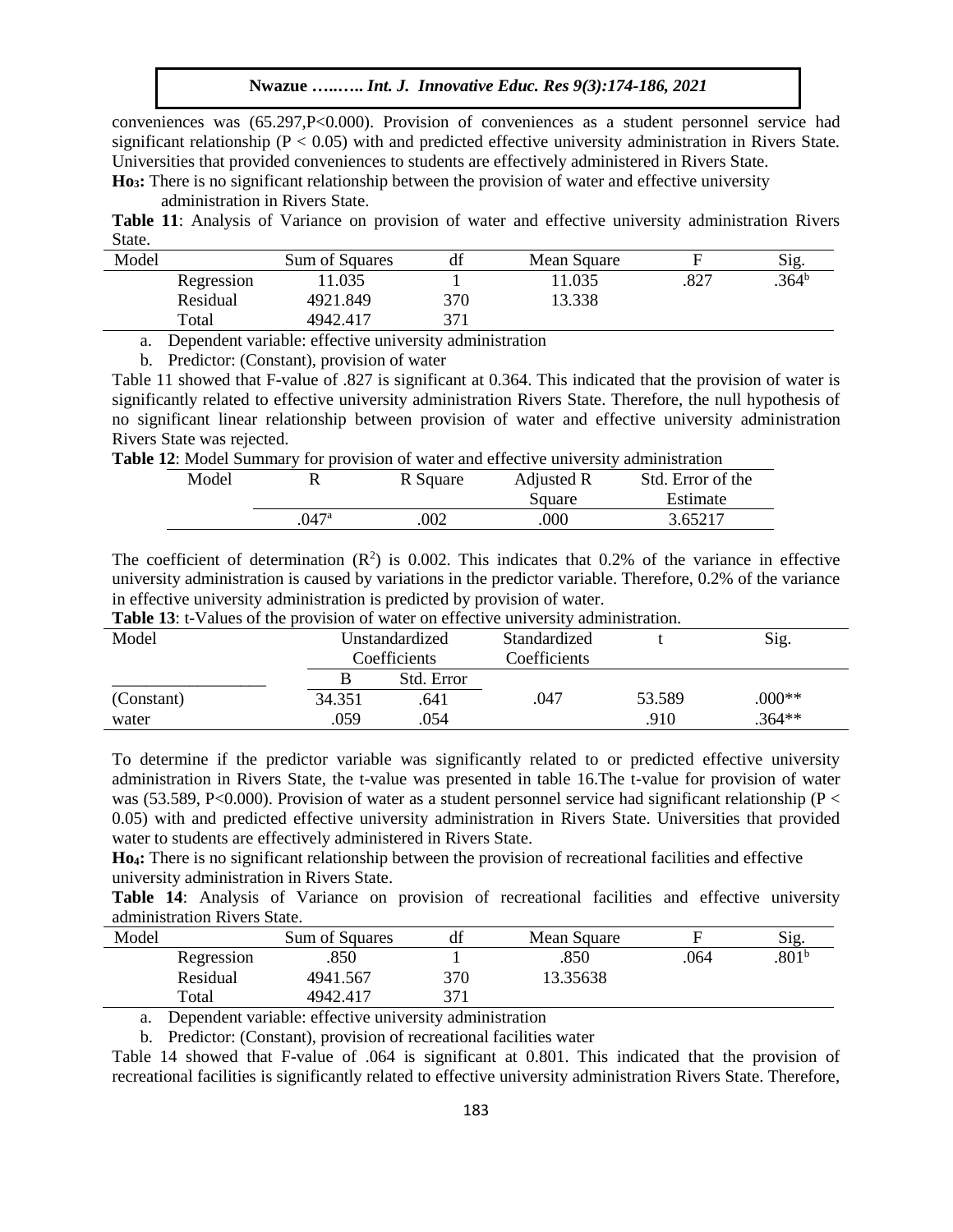conveniences was (65.297,P<0.000). Provision of conveniences as a student personnel service had significant relationship ($P < 0.05$) with and predicted effective university administration in Rivers State. Universities that provided conveniences to students are effectively administered in Rivers State.

**Ho₃:** There is no significant relationship between the provision of water and effective university administration in Rivers State.

**Table 11**: Analysis of Variance on provision of water and effective university administration Rivers State.

| Model | | Sum of Squares | df | Mean Square | F | Sig. |
|---|---|---|---|---|---|---|
| | Regression | 11.035 | 1 | 11.035 | .827 | .364[b] |
| | Residual | 4921.849 | 370 | 13.338 | | |
| | Total | 4942.417 | 371 | | | |

a. Dependent variable: effective university administration

b. Predictor: (Constant), provision of water

Table 11 showed that F-value of .827 is significant at 0.364. This indicated that the provision of water is significantly related to effective university administration Rivers State. Therefore, the null hypothesis of no significant linear relationship between provision of water and effective university administration Rivers State was rejected.

**Table 12**: Model Summary for provision of water and effective university administration

| Model | R | R Square | Adjusted R Square | Std. Error of the Estimate |
|---|---|---|---|---|
| | .047[a] | .002 | .000 | 3.65217 |

The coefficient of determination ($R^2$) is 0.002. This indicates that 0.2% of the variance in effective university administration is caused by variations in the predictor variable. Therefore, 0.2% of the variance in effective university administration is predicted by provision of water.

**Table 13**: t-Values of the provision of water on effective university administration.

| Model | Unstandardized Coefficients | | Standardized Coefficients | t | Sig. |
|---|---|---|---|---|---|
| | B | Std. Error | | | |
| (Constant) | 34.351 | .641 | .047 | 53.589 | .000** |
| water | .059 | .054 | | .910 | .364** |

To determine if the predictor variable was significantly related to or predicted effective university administration in Rivers State, the t-value was presented in table 16.The t-value for provision of water was (53.589, P<0.000). Provision of water as a student personnel service had significant relationship ($P < 0.05$) with and predicted effective university administration in Rivers State. Universities that provided water to students are effectively administered in Rivers State.

**Ho₄:** There is no significant relationship between the provision of recreational facilities and effective university administration in Rivers State.

**Table 14**: Analysis of Variance on provision of recreational facilities and effective university administration Rivers State.

| Model | | Sum of Squares | df | Mean Square | F | Sig. |
|---|---|---|---|---|---|---|
| | Regression | .850 | 1 | .850 | .064 | .801[b] |
| | Residual | 4941.567 | 370 | 13.35638 | | |
| | Total | 4942.417 | 371 | | | |

a. Dependent variable: effective university administration

b. Predictor: (Constant), provision of recreational facilities water

Table 14 showed that F-value of .064 is significant at 0.801. This indicated that the provision of recreational facilities is significantly related to effective university administration Rivers State. Therefore,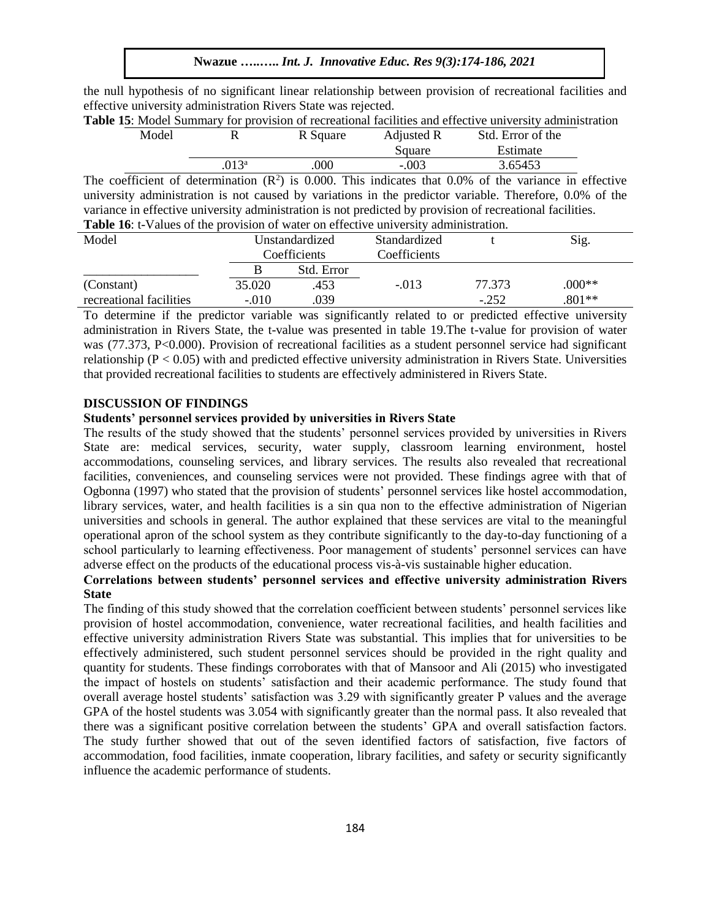the null hypothesis of no significant linear relationship between provision of recreational facilities and effective university administration Rivers State was rejected.

**Table 15**: Model Summary for provision of recreational facilities and effective university administration

| Model | R | R Square | Adjusted R Square | Std. Error of the Estimate |
|---|---|---|---|---|
| | .013[a] | .000 | -.003 | 3.65453 |

The coefficient of determination ($R^2$) is 0.000. This indicates that 0.0% of the variance in effective university administration is not caused by variations in the predictor variable. Therefore, 0.0% of the variance in effective university administration is not predicted by provision of recreational facilities.

**Table 16**: t-Values of the provision of water on effective university administration.

| Model | Unstandardized Coefficients | | Standardized Coefficients | t | Sig. |
|---|---|---|---|---|---|
| | B | Std. Error | | | |
| (Constant) | 35.020 | .453 | -.013 | 77.373 | .000** |
| recreational facilities | -.010 | .039 | | -.252 | .801** |

To determine if the predictor variable was significantly related to or predicted effective university administration in Rivers State, the t-value was presented in table 19.The t-value for provision of water was (77.373, P<0.000). Provision of recreational facilities as a student personnel service had significant relationship ($P < 0.05$) with and predicted effective university administration in Rivers State. Universities that provided recreational facilities to students are effectively administered in Rivers State.

## DISCUSSION OF FINDINGS

### Students' personnel services provided by universities in Rivers State

The results of the study showed that the students' personnel services provided by universities in Rivers State are: medical services, security, water supply, classroom learning environment, hostel accommodations, counseling services, and library services. The results also revealed that recreational facilities, conveniences, and counseling services were not provided. These findings agree with that of Ogbonna (1997) who stated that the provision of students' personnel services like hostel accommodation, library services, water, and health facilities is a sin qua non to the effective administration of Nigerian universities and schools in general. The author explained that these services are vital to the meaningful operational apron of the school system as they contribute significantly to the day-to-day functioning of a school particularly to learning effectiveness. Poor management of students' personnel services can have adverse effect on the products of the educational process vis-à-vis sustainable higher education.

### Correlations between students' personnel services and effective university administration Rivers State

The finding of this study showed that the correlation coefficient between students' personnel services like provision of hostel accommodation, convenience, water recreational facilities, and health facilities and effective university administration Rivers State was substantial. This implies that for universities to be effectively administered, such student personnel services should be provided in the right quality and quantity for students. These findings corroborates with that of Mansoor and Ali (2015) who investigated the impact of hostels on students' satisfaction and their academic performance. The study found that overall average hostel students' satisfaction was 3.29 with significantly greater P values and the average GPA of the hostel students was 3.054 with significantly greater than the normal pass. It also revealed that there was a significant positive correlation between the students' GPA and overall satisfaction factors. The study further showed that out of the seven identified factors of satisfaction, five factors of accommodation, food facilities, inmate cooperation, library facilities, and safety or security significantly influence the academic performance of students.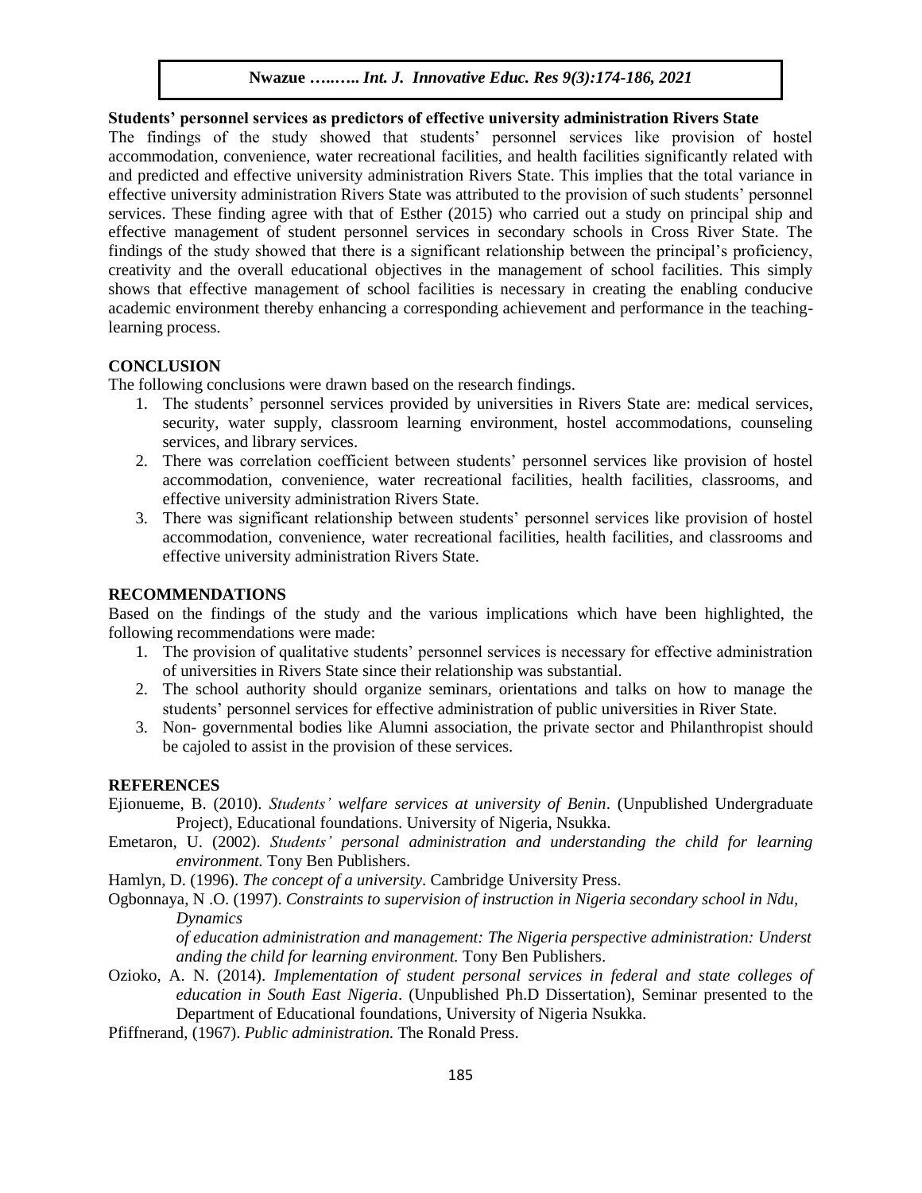**Students' personnel services as predictors of effective university administration Rivers State**

The findings of the study showed that students' personnel services like provision of hostel accommodation, convenience, water recreational facilities, and health facilities significantly related with and predicted and effective university administration Rivers State. This implies that the total variance in effective university administration Rivers State was attributed to the provision of such students' personnel services. These finding agree with that of Esther (2015) who carried out a study on principal ship and effective management of student personnel services in secondary schools in Cross River State. The findings of the study showed that there is a significant relationship between the principal's proficiency, creativity and the overall educational objectives in the management of school facilities. This simply shows that effective management of school facilities is necessary in creating the enabling conducive academic environment thereby enhancing a corresponding achievement and performance in the teaching-learning process.

## CONCLUSION

The following conclusions were drawn based on the research findings.

1. The students' personnel services provided by universities in Rivers State are: medical services, security, water supply, classroom learning environment, hostel accommodations, counseling services, and library services.
2. There was correlation coefficient between students' personnel services like provision of hostel accommodation, convenience, water recreational facilities, health facilities, classrooms, and effective university administration Rivers State.
3. There was significant relationship between students' personnel services like provision of hostel accommodation, convenience, water recreational facilities, health facilities, and classrooms and effective university administration Rivers State.

## RECOMMENDATIONS

Based on the findings of the study and the various implications which have been highlighted, the following recommendations were made:

1. The provision of qualitative students' personnel services is necessary for effective administration of universities in Rivers State since their relationship was substantial.
2. The school authority should organize seminars, orientations and talks on how to manage the students' personnel services for effective administration of public universities in River State.
3. Non- governmental bodies like Alumni association, the private sector and Philanthropist should be cajoled to assist in the provision of these services.

## REFERENCES

Ejionueme, B. (2010). *Students' welfare services at university of Benin*. (Unpublished Undergraduate Project), Educational foundations. University of Nigeria, Nsukka.

Emetaron, U. (2002). *Students' personal administration and understanding the child for learning environment.* Tony Ben Publishers.

Hamlyn, D. (1996). *The concept of a university*. Cambridge University Press.

Ogbonnaya, N .O. (1997). *Constraints to supervision of instruction in Nigeria secondary school in Ndu, Dynamics of education administration and management: The Nigeria perspective administration: Underst anding the child for learning environment.* Tony Ben Publishers.

Ozioko, A. N. (2014). *Implementation of student personal services in federal and state colleges of education in South East Nigeria*. (Unpublished Ph.D Dissertation), Seminar presented to the Department of Educational foundations, University of Nigeria Nsukka.

Pfiffnerand, (1967). *Public administration.* The Ronald Press.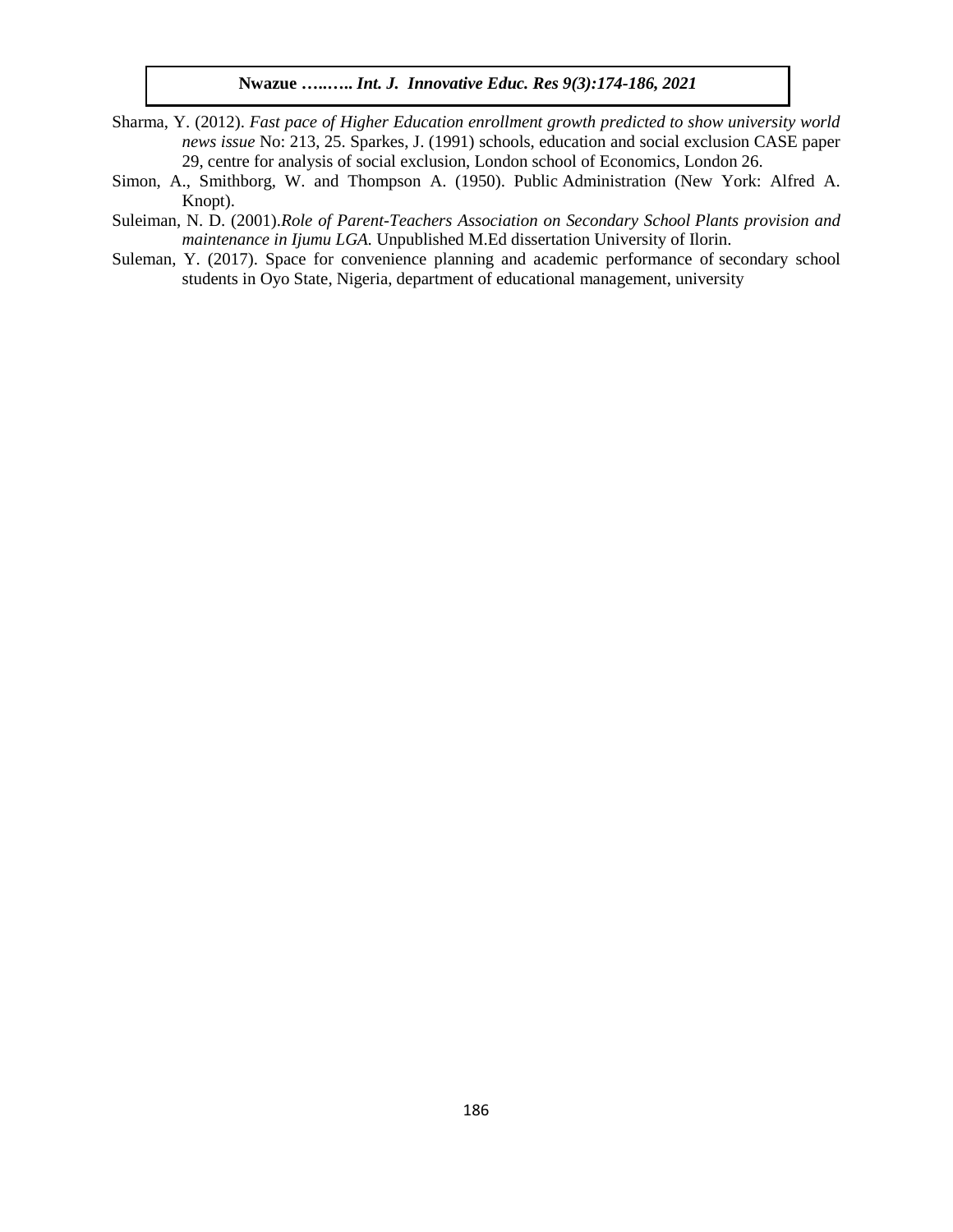Sharma, Y. (2012). *Fast pace of Higher Education enrollment growth predicted to show university world news issue* No: 213, 25. Sparkes, J. (1991) schools, education and social exclusion CASE paper 29, centre for analysis of social exclusion, London school of Economics, London 26.

Simon, A., Smithborg, W. and Thompson A. (1950). Public Administration (New York: Alfred A. Knopt).

Suleiman, N. D. (2001).*Role of Parent-Teachers Association on Secondary School Plants provision and maintenance in Ijumu LGA.* Unpublished M.Ed dissertation University of Ilorin.

Suleman, Y. (2017). Space for convenience planning and academic performance of secondary school students in Oyo State, Nigeria, department of educational management, university